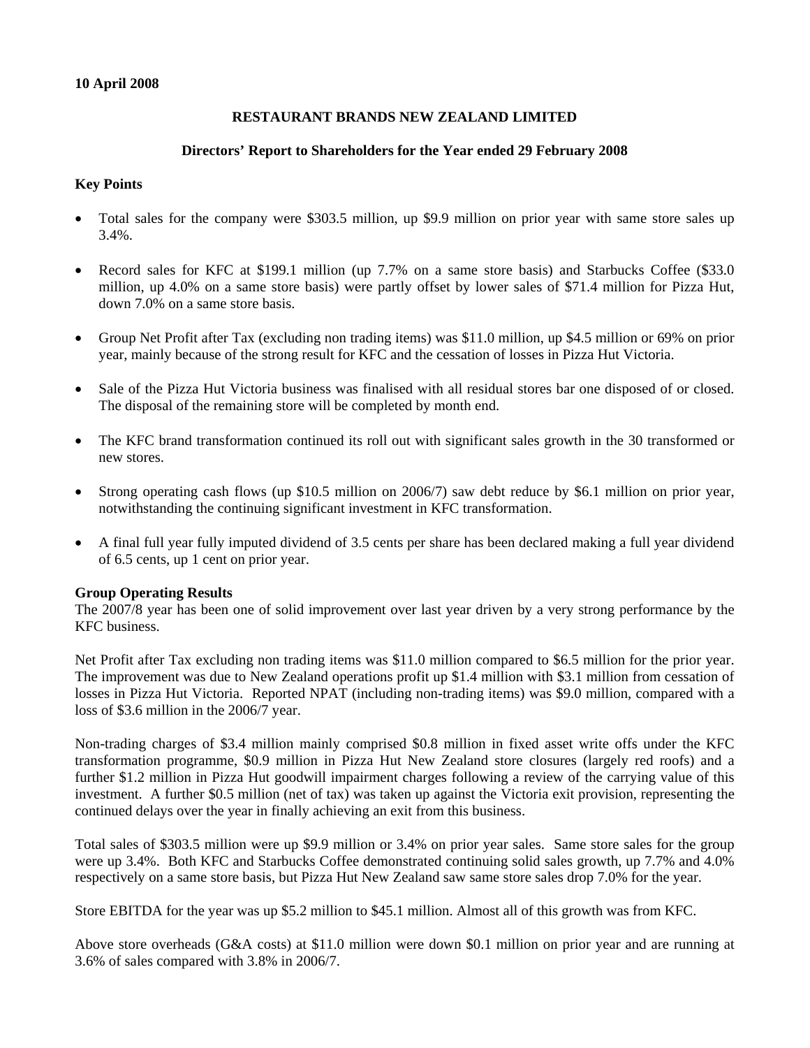**10 April 2008**

# RESTAURANT BRANDS NEW ZEALAND LIMITED

## Directors' Report to Shareholders for the Year ended 29 February 2008

### Key Points

- Total sales for the company were $303.5 million, up $9.9 million on prior year with same store sales up 3.4%.
- Record sales for KFC at $199.1 million (up 7.7% on a same store basis) and Starbucks Coffee ($33.0 million, up 4.0% on a same store basis) were partly offset by lower sales of $71.4 million for Pizza Hut, down 7.0% on a same store basis.
- Group Net Profit after Tax (excluding non trading items) was $11.0 million, up $4.5 million or 69% on prior year, mainly because of the strong result for KFC and the cessation of losses in Pizza Hut Victoria.
- Sale of the Pizza Hut Victoria business was finalised with all residual stores bar one disposed of or closed. The disposal of the remaining store will be completed by month end.
- The KFC brand transformation continued its roll out with significant sales growth in the 30 transformed or new stores.
- Strong operating cash flows (up $10.5 million on 2006/7) saw debt reduce by $6.1 million on prior year, notwithstanding the continuing significant investment in KFC transformation.
- A final full year fully imputed dividend of 3.5 cents per share has been declared making a full year dividend of 6.5 cents, up 1 cent on prior year.

### Group Operating Results

The 2007/8 year has been one of solid improvement over last year driven by a very strong performance by the KFC business.

Net Profit after Tax excluding non trading items was $11.0 million compared to $6.5 million for the prior year. The improvement was due to New Zealand operations profit up $1.4 million with $3.1 million from cessation of losses in Pizza Hut Victoria. Reported NPAT (including non-trading items) was $9.0 million, compared with a loss of $3.6 million in the 2006/7 year.

Non-trading charges of $3.4 million mainly comprised $0.8 million in fixed asset write offs under the KFC transformation programme, $0.9 million in Pizza Hut New Zealand store closures (largely red roofs) and a further $1.2 million in Pizza Hut goodwill impairment charges following a review of the carrying value of this investment. A further $0.5 million (net of tax) was taken up against the Victoria exit provision, representing the continued delays over the year in finally achieving an exit from this business.

Total sales of $303.5 million were up $9.9 million or 3.4% on prior year sales. Same store sales for the group were up 3.4%. Both KFC and Starbucks Coffee demonstrated continuing solid sales growth, up 7.7% and 4.0% respectively on a same store basis, but Pizza Hut New Zealand saw same store sales drop 7.0% for the year.

Store EBITDA for the year was up $5.2 million to $45.1 million. Almost all of this growth was from KFC.

Above store overheads (G&A costs) at $11.0 million were down $0.1 million on prior year and are running at 3.6% of sales compared with 3.8% in 2006/7.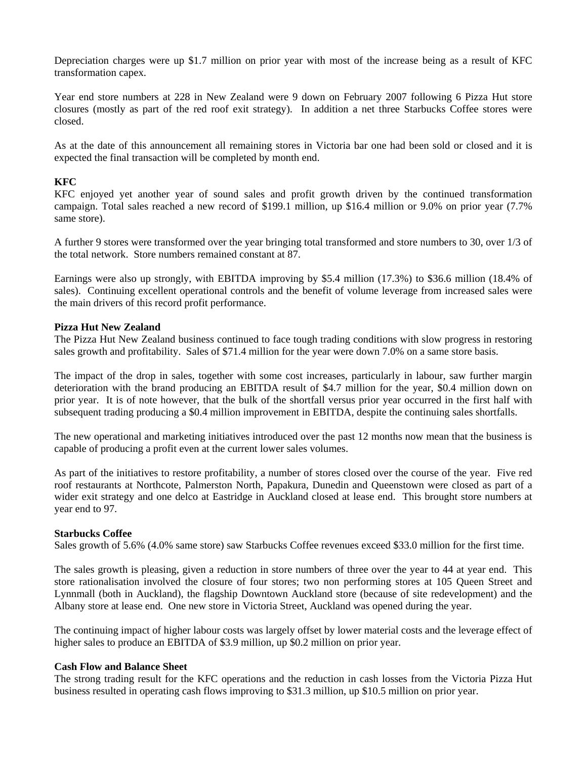Depreciation charges were up $1.7 million on prior year with most of the increase being as a result of KFC transformation capex.

Year end store numbers at 228 in New Zealand were 9 down on February 2007 following 6 Pizza Hut store closures (mostly as part of the red roof exit strategy). In addition a net three Starbucks Coffee stores were closed.

As at the date of this announcement all remaining stores in Victoria bar one had been sold or closed and it is expected the final transaction will be completed by month end.

**KFC**

KFC enjoyed yet another year of sound sales and profit growth driven by the continued transformation campaign. Total sales reached a new record of $199.1 million, up $16.4 million or 9.0% on prior year (7.7% same store).

A further 9 stores were transformed over the year bringing total transformed and store numbers to 30, over 1/3 of the total network. Store numbers remained constant at 87.

Earnings were also up strongly, with EBITDA improving by $5.4 million (17.3%) to $36.6 million (18.4% of sales). Continuing excellent operational controls and the benefit of volume leverage from increased sales were the main drivers of this record profit performance.

**Pizza Hut New Zealand**

The Pizza Hut New Zealand business continued to face tough trading conditions with slow progress in restoring sales growth and profitability. Sales of $71.4 million for the year were down 7.0% on a same store basis.

The impact of the drop in sales, together with some cost increases, particularly in labour, saw further margin deterioration with the brand producing an EBITDA result of $4.7 million for the year, $0.4 million down on prior year. It is of note however, that the bulk of the shortfall versus prior year occurred in the first half with subsequent trading producing a $0.4 million improvement in EBITDA, despite the continuing sales shortfalls.

The new operational and marketing initiatives introduced over the past 12 months now mean that the business is capable of producing a profit even at the current lower sales volumes.

As part of the initiatives to restore profitability, a number of stores closed over the course of the year. Five red roof restaurants at Northcote, Palmerston North, Papakura, Dunedin and Queenstown were closed as part of a wider exit strategy and one delco at Eastridge in Auckland closed at lease end. This brought store numbers at year end to 97.

**Starbucks Coffee**

Sales growth of 5.6% (4.0% same store) saw Starbucks Coffee revenues exceed $33.0 million for the first time.

The sales growth is pleasing, given a reduction in store numbers of three over the year to 44 at year end. This store rationalisation involved the closure of four stores; two non performing stores at 105 Queen Street and Lynnmall (both in Auckland), the flagship Downtown Auckland store (because of site redevelopment) and the Albany store at lease end. One new store in Victoria Street, Auckland was opened during the year.

The continuing impact of higher labour costs was largely offset by lower material costs and the leverage effect of higher sales to produce an EBITDA of $3.9 million, up $0.2 million on prior year.

**Cash Flow and Balance Sheet**

The strong trading result for the KFC operations and the reduction in cash losses from the Victoria Pizza Hut business resulted in operating cash flows improving to $31.3 million, up $10.5 million on prior year.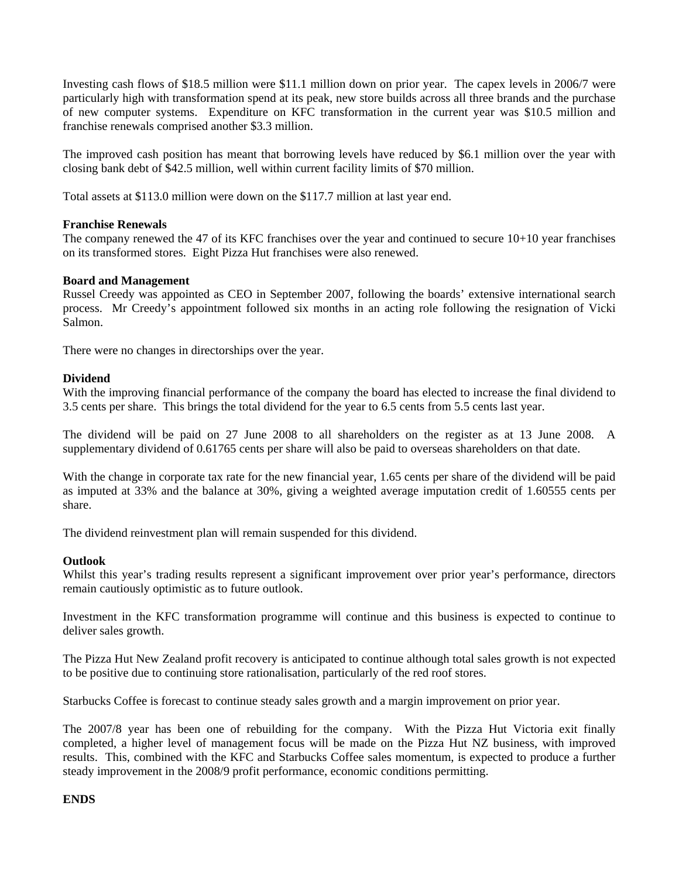Investing cash flows of $18.5 million were $11.1 million down on prior year. The capex levels in 2006/7 were particularly high with transformation spend at its peak, new store builds across all three brands and the purchase of new computer systems. Expenditure on KFC transformation in the current year was $10.5 million and franchise renewals comprised another $3.3 million.

The improved cash position has meant that borrowing levels have reduced by $6.1 million over the year with closing bank debt of $42.5 million, well within current facility limits of $70 million.

Total assets at $113.0 million were down on the $117.7 million at last year end.

**Franchise Renewals**

The company renewed the 47 of its KFC franchises over the year and continued to secure 10+10 year franchises on its transformed stores. Eight Pizza Hut franchises were also renewed.

**Board and Management**

Russel Creedy was appointed as CEO in September 2007, following the boards' extensive international search process. Mr Creedy's appointment followed six months in an acting role following the resignation of Vicki Salmon.

There were no changes in directorships over the year.

**Dividend**

With the improving financial performance of the company the board has elected to increase the final dividend to 3.5 cents per share. This brings the total dividend for the year to 6.5 cents from 5.5 cents last year.

The dividend will be paid on 27 June 2008 to all shareholders on the register as at 13 June 2008. A supplementary dividend of 0.61765 cents per share will also be paid to overseas shareholders on that date.

With the change in corporate tax rate for the new financial year, 1.65 cents per share of the dividend will be paid as imputed at 33% and the balance at 30%, giving a weighted average imputation credit of 1.60555 cents per share.

The dividend reinvestment plan will remain suspended for this dividend.

**Outlook**

Whilst this year's trading results represent a significant improvement over prior year's performance, directors remain cautiously optimistic as to future outlook.

Investment in the KFC transformation programme will continue and this business is expected to continue to deliver sales growth.

The Pizza Hut New Zealand profit recovery is anticipated to continue although total sales growth is not expected to be positive due to continuing store rationalisation, particularly of the red roof stores.

Starbucks Coffee is forecast to continue steady sales growth and a margin improvement on prior year.

The 2007/8 year has been one of rebuilding for the company. With the Pizza Hut Victoria exit finally completed, a higher level of management focus will be made on the Pizza Hut NZ business, with improved results. This, combined with the KFC and Starbucks Coffee sales momentum, is expected to produce a further steady improvement in the 2008/9 profit performance, economic conditions permitting.

**ENDS**